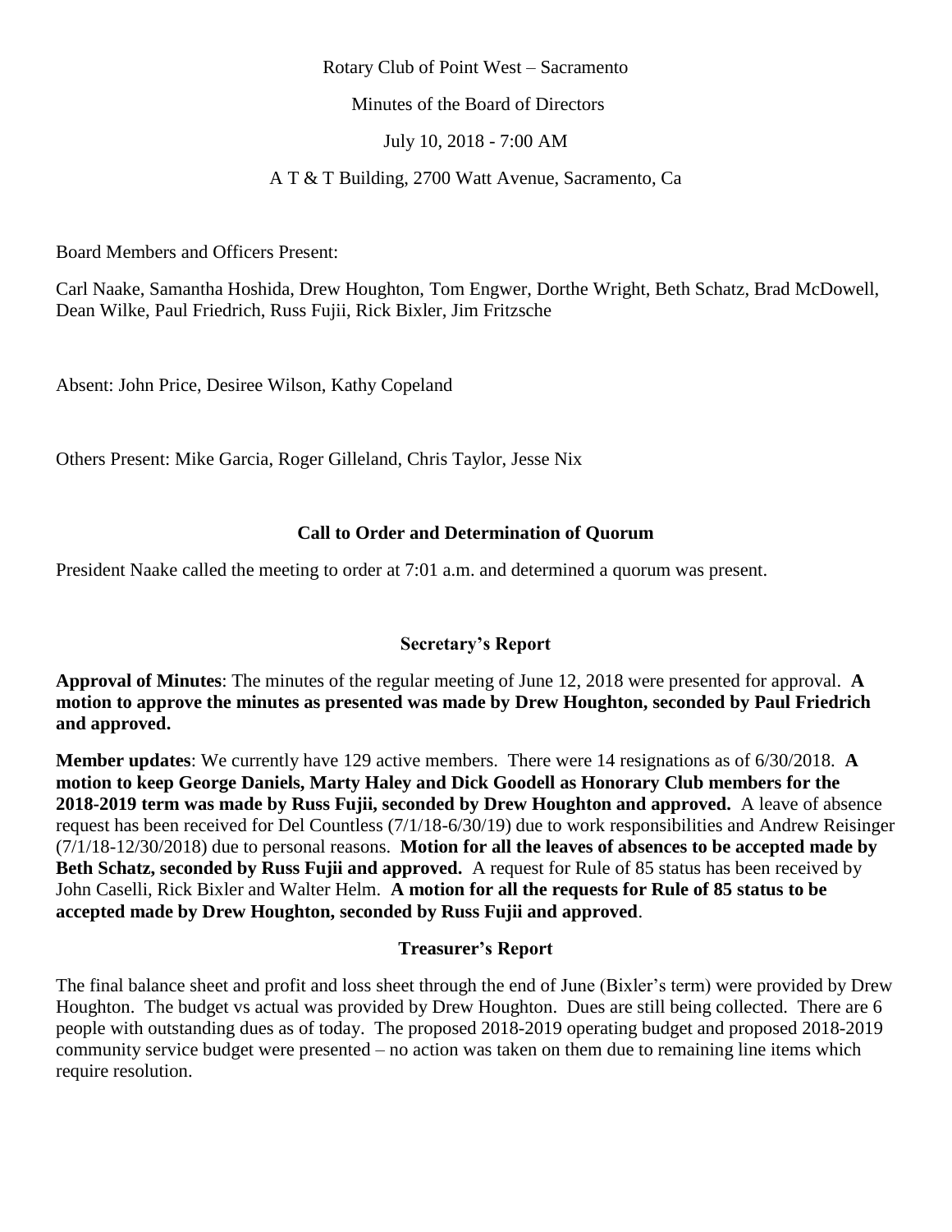Rotary Club of Point West – Sacramento

Minutes of the Board of Directors

July 10, 2018 - 7:00 AM

A T & T Building, 2700 Watt Avenue, Sacramento, Ca

Board Members and Officers Present:

Carl Naake, Samantha Hoshida, Drew Houghton, Tom Engwer, Dorthe Wright, Beth Schatz, Brad McDowell, Dean Wilke, Paul Friedrich, Russ Fujii, Rick Bixler, Jim Fritzsche

Absent: John Price, Desiree Wilson, Kathy Copeland

Others Present: Mike Garcia, Roger Gilleland, Chris Taylor, Jesse Nix

## Call to Order and Determination of Quorum

President Naake called the meeting to order at 7:01 a.m. and determined a quorum was present.

## Secretary's Report

**Approval of Minutes**: The minutes of the regular meeting of June 12, 2018 were presented for approval. **A motion to approve the minutes as presented was made by Drew Houghton, seconded by Paul Friedrich and approved.**

**Member updates**: We currently have 129 active members. There were 14 resignations as of 6/30/2018. **A motion to keep George Daniels, Marty Haley and Dick Goodell as Honorary Club members for the 2018-2019 term was made by Russ Fujii, seconded by Drew Houghton and approved.** A leave of absence request has been received for Del Countless (7/1/18-6/30/19) due to work responsibilities and Andrew Reisinger (7/1/18-12/30/2018) due to personal reasons. **Motion for all the leaves of absences to be accepted made by Beth Schatz, seconded by Russ Fujii and approved.** A request for Rule of 85 status has been received by John Caselli, Rick Bixler and Walter Helm. **A motion for all the requests for Rule of 85 status to be accepted made by Drew Houghton, seconded by Russ Fujii and approved**.

## Treasurer's Report

The final balance sheet and profit and loss sheet through the end of June (Bixler's term) were provided by Drew Houghton. The budget vs actual was provided by Drew Houghton. Dues are still being collected. There are 6 people with outstanding dues as of today. The proposed 2018-2019 operating budget and proposed 2018-2019 community service budget were presented – no action was taken on them due to remaining line items which require resolution.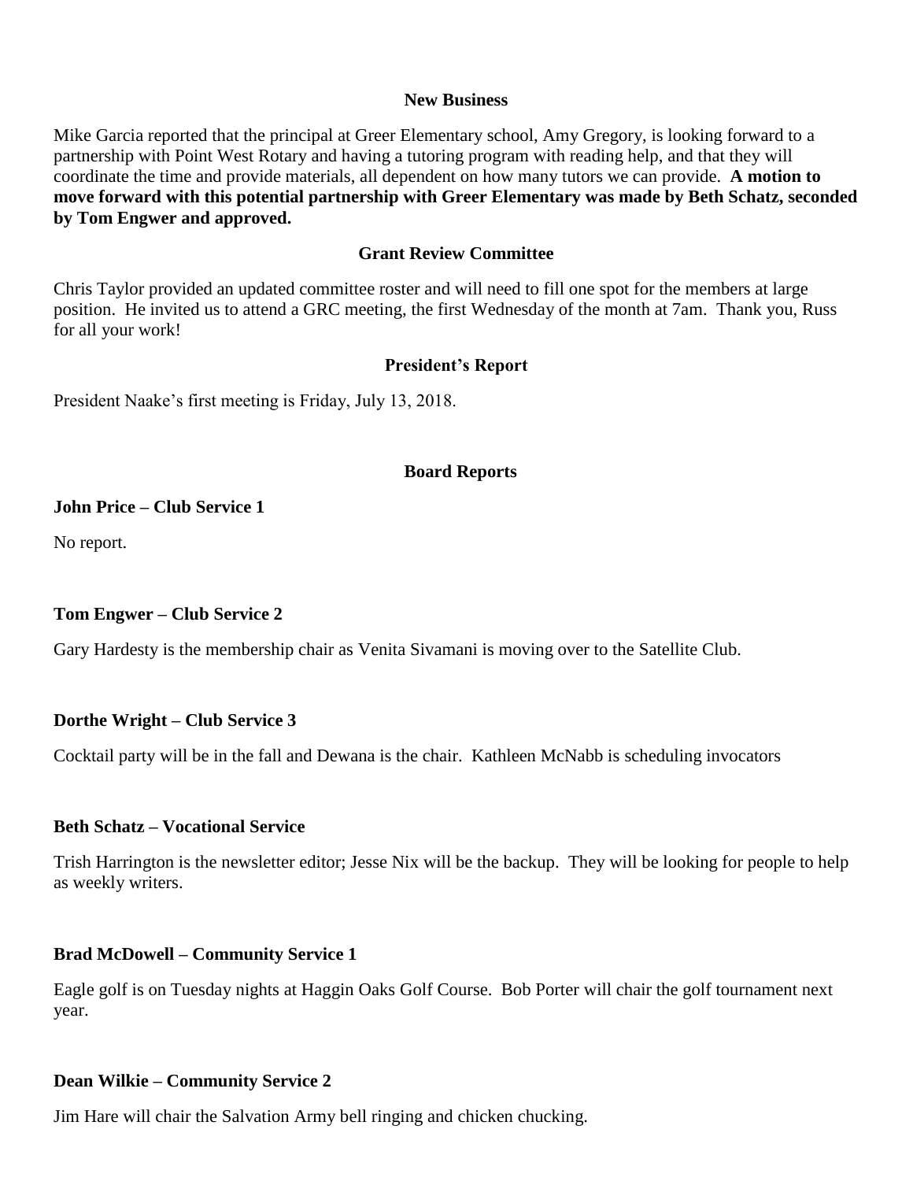## New Business

Mike Garcia reported that the principal at Greer Elementary school, Amy Gregory, is looking forward to a partnership with Point West Rotary and having a tutoring program with reading help, and that they will coordinate the time and provide materials, all dependent on how many tutors we can provide. **A motion to move forward with this potential partnership with Greer Elementary was made by Beth Schatz, seconded by Tom Engwer and approved.**

## Grant Review Committee

Chris Taylor provided an updated committee roster and will need to fill one spot for the members at large position. He invited us to attend a GRC meeting, the first Wednesday of the month at 7am. Thank you, Russ for all your work!

## President's Report

President Naake's first meeting is Friday, July 13, 2018.

## Board Reports

**John Price – Club Service 1**

No report.

**Tom Engwer – Club Service 2**

Gary Hardesty is the membership chair as Venita Sivamani is moving over to the Satellite Club.

**Dorthe Wright – Club Service 3**

Cocktail party will be in the fall and Dewana is the chair. Kathleen McNabb is scheduling invocators

**Beth Schatz – Vocational Service**

Trish Harrington is the newsletter editor; Jesse Nix will be the backup. They will be looking for people to help as weekly writers.

**Brad McDowell – Community Service 1**

Eagle golf is on Tuesday nights at Haggin Oaks Golf Course. Bob Porter will chair the golf tournament next year.

**Dean Wilkie – Community Service 2**

Jim Hare will chair the Salvation Army bell ringing and chicken chucking.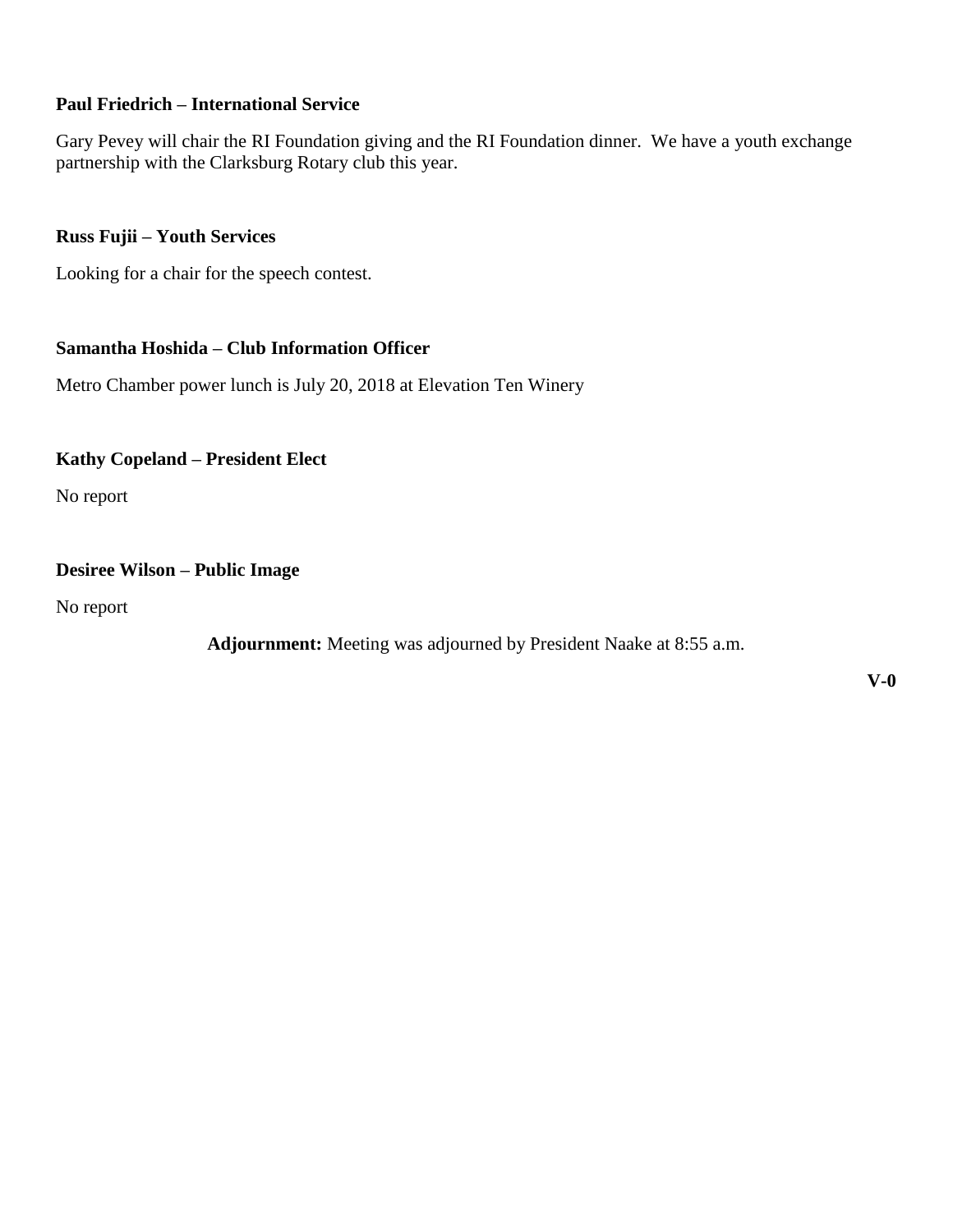**Paul Friedrich – International Service**

Gary Pevey will chair the RI Foundation giving and the RI Foundation dinner. We have a youth exchange partnership with the Clarksburg Rotary club this year.

**Russ Fujii – Youth Services**

Looking for a chair for the speech contest.

**Samantha Hoshida – Club Information Officer**

Metro Chamber power lunch is July 20, 2018 at Elevation Ten Winery

**Kathy Copeland – President Elect**

No report

**Desiree Wilson – Public Image**

No report

**Adjournment:** Meeting was adjourned by President Naake at 8:55 a.m.

**V-0**